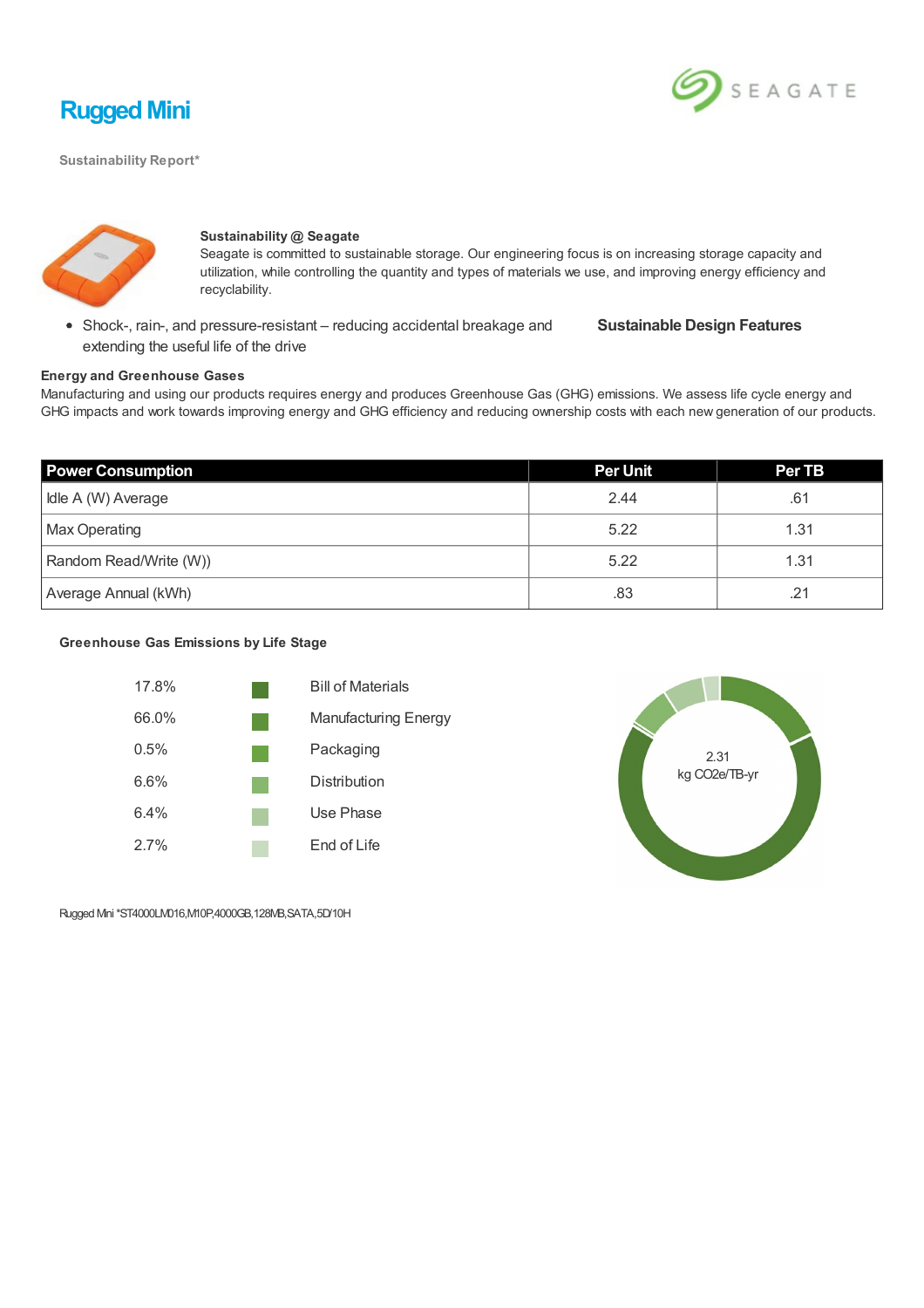# Rugged Mini

Sustainability Report*

**Sustainability @ Seagate**

Seagate is committed to sustainable storage. Our engineering focus is on increasing storage capacity and utilization, while controlling the quantity and types of materials we use, and improving energy efficiency and recyclability.

**Sustainable Design Features**

- Shock-, rain-, and pressure-resistant – reducing accidental breakage and extending the useful life of the drive

**Energy and Greenhouse Gases**

Manufacturing and using our products requires energy and produces Greenhouse Gas (GHG) emissions. We assess life cycle energy and GHG impacts and work towards improving energy and GHG efficiency and reducing ownership costs with each new generation of our products.

| Power Consumption | Per Unit | Per TB |
|---|---|---|
| Idle A (W) Average | 2.44 | .61 |
| Max Operating | 5.22 | 1.31 |
| Random Read/Write (W)) | 5.22 | 1.31 |
| Average Annual (kWh) | .83 | .21 |

**Greenhouse Gas Emissions by Life Stage**

| | |
|---|---|
| 17.8% | Bill of Materials |
| 66.0% | Manufacturing Energy |
| 0.5% | Packaging |
| 6.6% | Distribution |
| 6.4% | Use Phase |
| 2.7% | End of Life |

2.31 kg CO2e/TB-yr

Rugged Mini *ST4000LM016,M10P,4000GB,128MB,SATA,5D/10H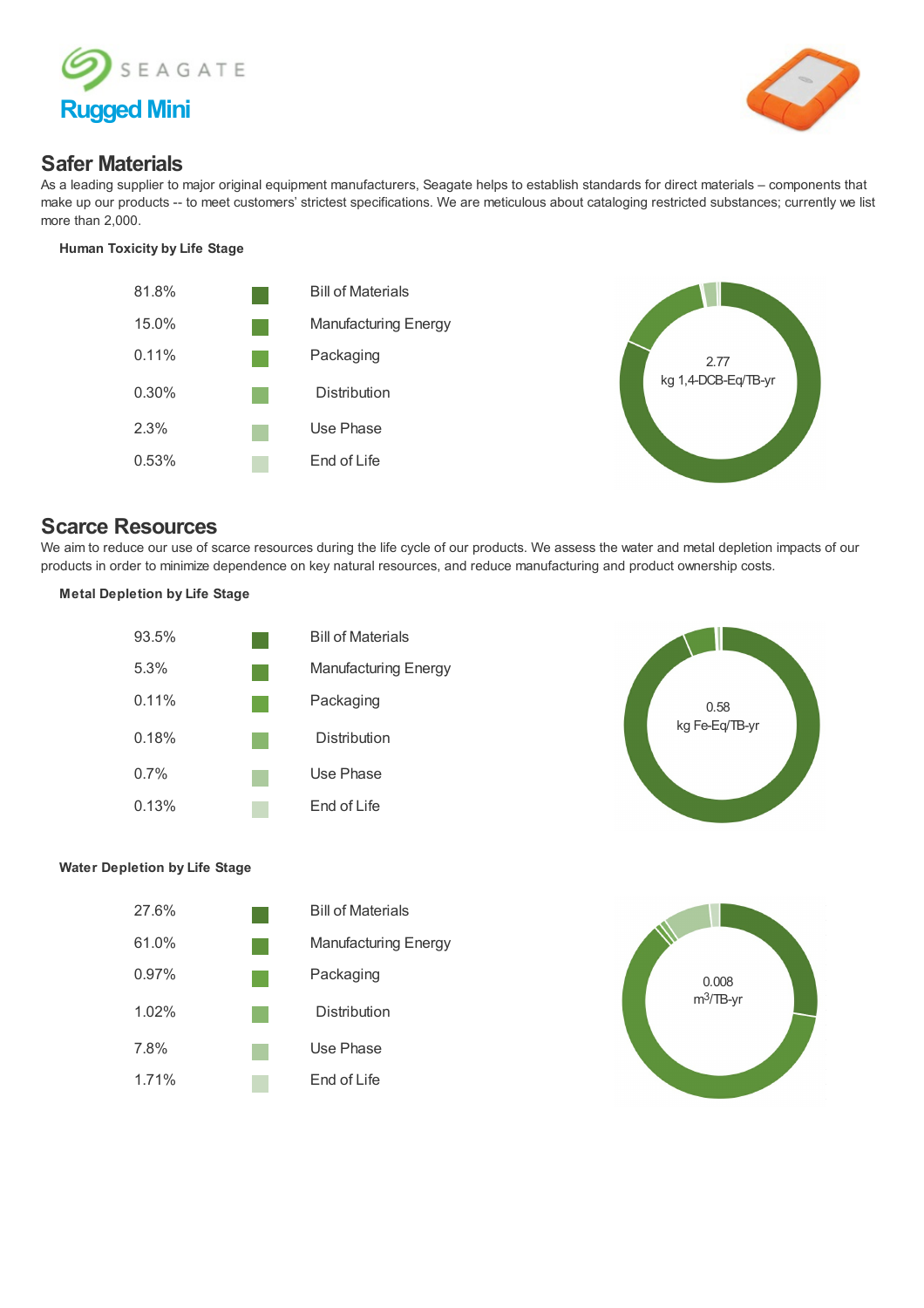SEAGATE

## Rugged Mini

## Safer Materials

As a leading supplier to major original equipment manufacturers, Seagate helps to establish standards for direct materials – components that make up our products -- to meet customers' strictest specifications. We are meticulous about cataloging restricted substances; currently we list more than 2,000.

**Human Toxicity by Life Stage**

| Percentage | Life Stage |
|---|---|
| 81.8% | Bill of Materials |
| 15.0% | Manufacturing Energy |
| 0.11% | Packaging |
| 0.30% | Distribution |
| 2.3% | Use Phase |
| 0.53% | End of Life |

2.77
kg 1,4-DCB-Eq/TB-yr

## Scarce Resources

We aim to reduce our use of scarce resources during the life cycle of our products. We assess the water and metal depletion impacts of our products in order to minimize dependence on key natural resources, and reduce manufacturing and product ownership costs.

**Metal Depletion by Life Stage**

| Percentage | Life Stage |
|---|---|
| 93.5% | Bill of Materials |
| 5.3% | Manufacturing Energy |
| 0.11% | Packaging |
| 0.18% | Distribution |
| 0.7% | Use Phase |
| 0.13% | End of Life |

0.58
kg Fe-Eq/TB-yr

**Water Depletion by Life Stage**

| Percentage | Life Stage |
|---|---|
| 27.6% | Bill of Materials |
| 61.0% | Manufacturing Energy |
| 0.97% | Packaging |
| 1.02% | Distribution |
| 7.8% | Use Phase |
| 1.71% | End of Life |

0.008
$m^3$/TB-yr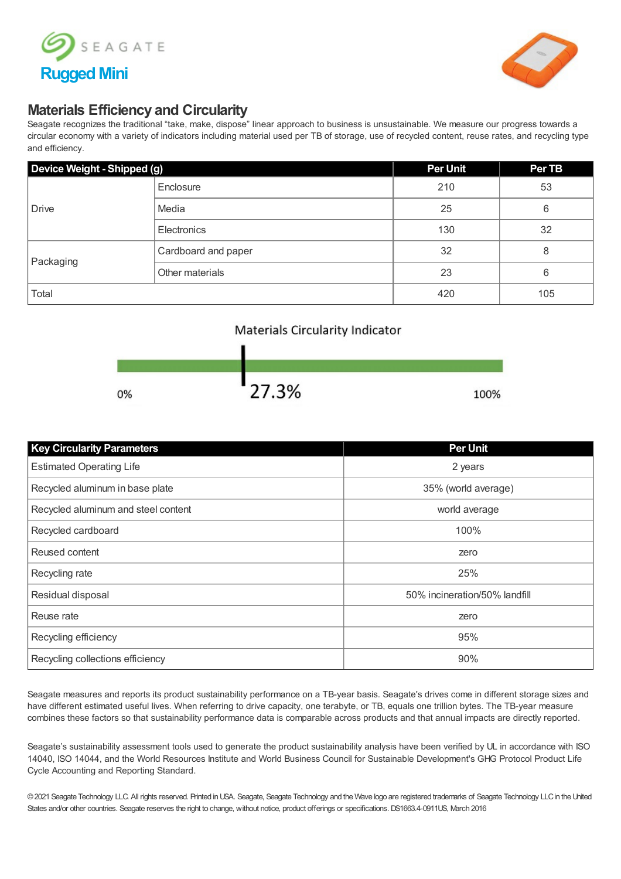SEAGATE

# Rugged Mini

## Materials Efficiency and Circularity

Seagate recognizes the traditional "take, make, dispose" linear approach to business is unsustainable. We measure our progress towards a circular economy with a variety of indicators including material used per TB of storage, use of recycled content, reuse rates, and recycling type and efficiency.

| Device Weight - Shipped (g) | | Per Unit | Per TB |
|---|---|---|---|
| Drive | Enclosure | 210 | 53 |
| | Media | 25 | 6 |
| | Electronics | 130 | 32 |
| Packaging | Cardboard and paper | 32 | 8 |
| | Other materials | 23 | 6 |
| Total | | 420 | 105 |

Materials Circularity Indicator

0%

27.3%

100%

| Key Circularity Parameters | Per Unit |
|---|---|
| Estimated Operating Life | 2 years |
| Recycled aluminum in base plate | 35% (world average) |
| Recycled aluminum and steel content | world average |
| Recycled cardboard | 100% |
| Reused content | zero |
| Recycling rate | 25% |
| Residual disposal | 50% incineration/50% landfill |
| Reuse rate | zero |
| Recycling efficiency | 95% |
| Recycling collections efficiency | 90% |

Seagate measures and reports its product sustainability performance on a TB-year basis. Seagate's drives come in different storage sizes and have different estimated useful lives. When referring to drive capacity, one terabyte, or TB, equals one trillion bytes. The TB-year measure combines these factors so that sustainability performance data is comparable across products and that annual impacts are directly reported.

Seagate's sustainability assessment tools used to generate the product sustainability analysis have been verified by UL in accordance with ISO 14040, ISO 14044, and the World Resources Institute and World Business Council for Sustainable Development's GHG Protocol Product Life Cycle Accounting and Reporting Standard.

© 2021 Seagate Technology LLC. All rights reserved. Printed in USA. Seagate, Seagate Technology and the Wave logo are registered trademarks of Seagate Technology LLC in the United States and/or other countries. Seagate reserves the right to change, without notice, product offerings or specifications. DS1663.4-0911US, March 2016